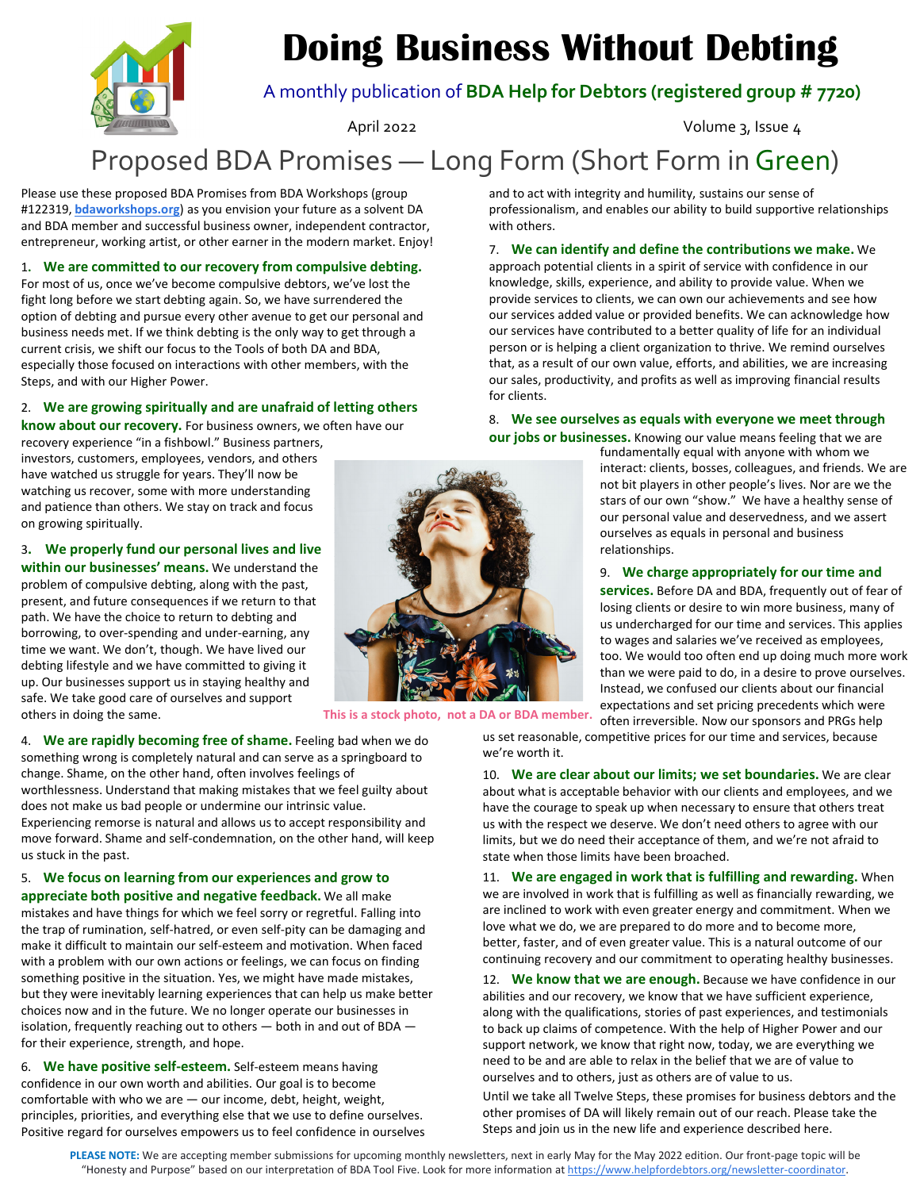# Doing Business Without Debting

A monthly publication of **BDA Help for Debtors (registered group # 7720)**

April 2022 Volume 3, Issue 4

## Proposed BDA Promises — Long Form (Short Form in Green)

Please use these proposed BDA Promises from BDA Workshops (group #122319, bdaworkshops.org) as you envision your future as a solvent DA and BDA member and successful business owner, independent contractor, entrepreneur, working artist, or other earner in the modern market. Enjoy!

1. **We are committed to our recovery from compulsive debting.** For most of us, once we've become compulsive debtors, we've lost the fight long before we start debting again. So, we have surrendered the option of debting and pursue every other avenue to get our personal and business needs met. If we think debting is the only way to get through a current crisis, we shift our focus to the Tools of both DA and BDA, especially those focused on interactions with other members, with the Steps, and with our Higher Power.

2. **We are growing spiritually and are unafraid of letting others know about our recovery.** For business owners, we often have our recovery experience "in a fishbowl." Business partners, investors, customers, employees, vendors, and others have watched us struggle for years. They'll now be watching us recover, some with more understanding and patience than others. We stay on track and focus on growing spiritually.

3. **We properly fund our personal lives and live within our businesses' means.** We understand the problem of compulsive debting, along with the past, present, and future consequences if we return to that path. We have the choice to return to debting and borrowing, to over-spending and under-earning, any time we want. We don't, though. We have lived our debting lifestyle and we have committed to giving it up. Our businesses support us in staying healthy and safe. We take good care of ourselves and support others in doing the same.

This is a stock photo, not a DA or BDA member.

4. **We are rapidly becoming free of shame.** Feeling bad when we do something wrong is completely natural and can serve as a springboard to change. Shame, on the other hand, often involves feelings of worthlessness. Understand that making mistakes that we feel guilty about does not make us bad people or undermine our intrinsic value. Experiencing remorse is natural and allows us to accept responsibility and move forward. Shame and self-condemnation, on the other hand, will keep us stuck in the past.

5. **We focus on learning from our experiences and grow to appreciate both positive and negative feedback.** We all make mistakes and have things for which we feel sorry or regretful. Falling into the trap of rumination, self-hatred, or even self-pity can be damaging and make it difficult to maintain our self-esteem and motivation. When faced with a problem with our own actions or feelings, we can focus on finding something positive in the situation. Yes, we might have made mistakes, but they were inevitably learning experiences that can help us make better choices now and in the future. We no longer operate our businesses in isolation, frequently reaching out to others — both in and out of BDA — for their experience, strength, and hope.

6. **We have positive self-esteem.** Self-esteem means having confidence in our own worth and abilities. Our goal is to become comfortable with who we are — our income, debt, height, weight, principles, priorities, and everything else that we use to define ourselves. Positive regard for ourselves empowers us to feel confidence in ourselves and to act with integrity and humility, sustains our sense of professionalism, and enables our ability to build supportive relationships with others.

7. **We can identify and define the contributions we make.** We approach potential clients in a spirit of service with confidence in our knowledge, skills, experience, and ability to provide value. When we provide services to clients, we can own our achievements and see how our services added value or provided benefits. We can acknowledge how our services have contributed to a better quality of life for an individual person or is helping a client organization to thrive. We remind ourselves that, as a result of our own value, efforts, and abilities, we are increasing our sales, productivity, and profits as well as improving financial results for clients.

8. **We see ourselves as equals with everyone we meet through our jobs or businesses.** Knowing our value means feeling that we are fundamentally equal with anyone with whom we interact: clients, bosses, colleagues, and friends. We are not bit players in other people's lives. Nor are we the stars of our own "show." We have a healthy sense of our personal value and deservedness, and we assert ourselves as equals in personal and business relationships.

9. **We charge appropriately for our time and services.** Before DA and BDA, frequently out of fear of losing clients or desire to win more business, many of us undercharged for our time and services. This applies to wages and salaries we've received as employees, too. We would too often end up doing much more work than we were paid to do, in a desire to prove ourselves. Instead, we confused our clients about our financial expectations and set pricing precedents which were often irreversible. Now our sponsors and PRGs help us set reasonable, competitive prices for our time and services, because we're worth it.

10. **We are clear about our limits; we set boundaries.** We are clear about what is acceptable behavior with our clients and employees, and we have the courage to speak up when necessary to ensure that others treat us with the respect we deserve. We don't need others to agree with our limits, but we do need their acceptance of them, and we're not afraid to state when those limits have been broached.

11. **We are engaged in work that is fulfilling and rewarding.** When we are involved in work that is fulfilling as well as financially rewarding, we are inclined to work with even greater energy and commitment. When we love what we do, we are prepared to do more and to become more, better, faster, and of even greater value. This is a natural outcome of our continuing recovery and our commitment to operating healthy businesses.

12. **We know that we are enough.** Because we have confidence in our abilities and our recovery, we know that we have sufficient experience, along with the qualifications, stories of past experiences, and testimonials to back up claims of competence. With the help of Higher Power and our support network, we know that right now, today, we are everything we need to be and are able to relax in the belief that we are of value to ourselves and to others, just as others are of value to us.

Until we take all Twelve Steps, these promises for business debtors and the other promises of DA will likely remain out of our reach. Please take the Steps and join us in the new life and experience described here.

**PLEASE NOTE:** We are accepting member submissions for upcoming monthly newsletters, next in early May for the May 2022 edition. Our front-page topic will be "Honesty and Purpose" based on our interpretation of BDA Tool Five. Look for more information at https://www.helpfordebtors.org/newsletter-coordinator.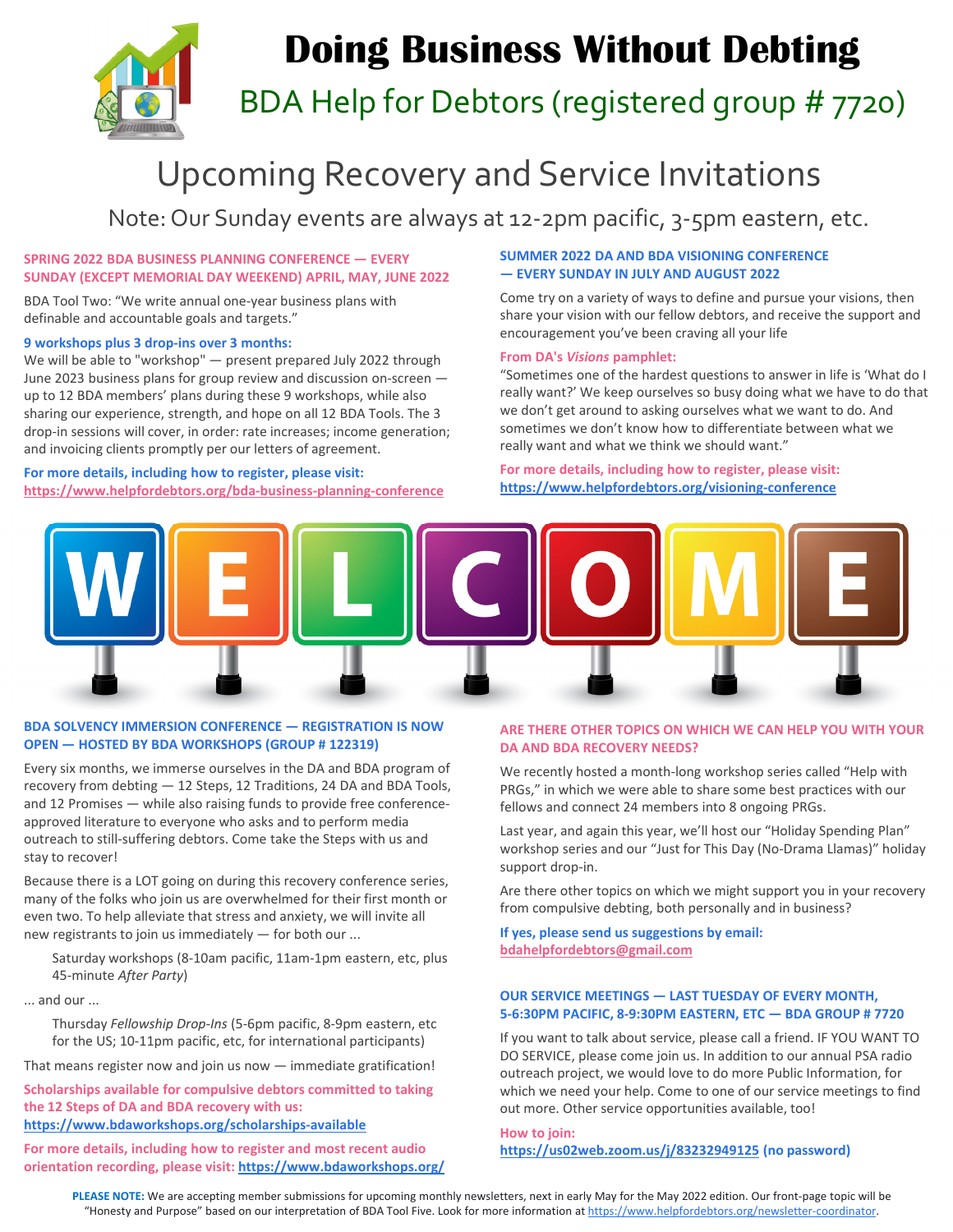# Doing Business Without Debting

## BDA Help for Debtors (registered group # 7720)

# Upcoming Recovery and Service Invitations

Note: Our Sunday events are always at 12-2pm pacific, 3-5pm eastern, etc.

### SPRING 2022 BDA BUSINESS PLANNING CONFERENCE — EVERY SUNDAY (EXCEPT MEMORIAL DAY WEEKEND) APRIL, MAY, JUNE 2022

BDA Tool Two: "We write annual one-year business plans with definable and accountable goals and targets."

**9 workshops plus 3 drop-ins over 3 months:**

We will be able to "workshop" — present prepared July 2022 through June 2023 business plans for group review and discussion on-screen — up to 12 BDA members' plans during these 9 workshops, while also sharing our experience, strength, and hope on all 12 BDA Tools. The 3 drop-in sessions will cover, in order: rate increases; income generation; and invoicing clients promptly per our letters of agreement.

**For more details, including how to register, please visit:**
https://www.helpfordebtors.org/bda-business-planning-conference

### SUMMER 2022 DA AND BDA VISIONING CONFERENCE — EVERY SUNDAY IN JULY AND AUGUST 2022

Come try on a variety of ways to define and pursue your visions, then share your vision with our fellow debtors, and receive the support and encouragement you've been craving all your life

**From DA's *Visions* pamphlet:**

"Sometimes one of the hardest questions to answer in life is 'What do I really want?' We keep ourselves so busy doing what we have to do that we don't get around to asking ourselves what we want to do. And sometimes we don't know how to differentiate between what we really want and what we think we should want."

**For more details, including how to register, please visit:**
https://www.helpfordebtors.org/visioning-conference

WELCOME

### BDA SOLVENCY IMMERSION CONFERENCE — REGISTRATION IS NOW OPEN — HOSTED BY BDA WORKSHOPS (GROUP # 122319)

Every six months, we immerse ourselves in the DA and BDA program of recovery from debting — 12 Steps, 12 Traditions, 24 DA and BDA Tools, and 12 Promises — while also raising funds to provide free conference-approved literature to everyone who asks and to perform media outreach to still-suffering debtors. Come take the Steps with us and stay to recover!

Because there is a LOT going on during this recovery conference series, many of the folks who join us are overwhelmed for their first month or even two. To help alleviate that stress and anxiety, we will invite all new registrants to join us immediately — for both our ...

> Saturday workshops (8-10am pacific, 11am-1pm eastern, etc, plus 45-minute *After Party*)

... and our ...

> Thursday *Fellowship Drop-Ins* (5-6pm pacific, 8-9pm eastern, etc for the US; 10-11pm pacific, etc, for international participants)

That means register now and join us now — immediate gratification!

**Scholarships available for compulsive debtors committed to taking the 12 Steps of DA and BDA recovery with us:**
https://www.bdaworkshops.org/scholarships-available

**For more details, including how to register and most recent audio orientation recording, please visit:** https://www.bdaworkshops.org/

### ARE THERE OTHER TOPICS ON WHICH WE CAN HELP YOU WITH YOUR DA AND BDA RECOVERY NEEDS?

We recently hosted a month-long workshop series called "Help with PRGs," in which we were able to share some best practices with our fellows and connect 24 members into 8 ongoing PRGs.

Last year, and again this year, we'll host our "Holiday Spending Plan" workshop series and our "Just for This Day (No-Drama Llamas)" holiday support drop-in.

Are there other topics on which we might support you in your recovery from compulsive debting, both personally and in business?

**If yes, please send us suggestions by email:**
bdahelpfordebtors@gmail.com

### OUR SERVICE MEETINGS — LAST TUESDAY OF EVERY MONTH, 5-6:30PM PACIFIC, 8-9:30PM EASTERN, ETC — BDA GROUP # 7720

If you want to talk about service, please call a friend. IF YOU WANT TO DO SERVICE, please come join us. In addition to our annual PSA radio outreach project, we would love to do more Public Information, for which we need your help. Come to one of our service meetings to find out more. Other service opportunities available, too!

**How to join:**
https://us02web.zoom.us/j/83232949125 **(no password)**

**PLEASE NOTE:** We are accepting member submissions for upcoming monthly newsletters, next in early May for the May 2022 edition. Our front-page topic will be "Honesty and Purpose" based on our interpretation of BDA Tool Five. Look for more information at https://www.helpfordebtors.org/newsletter-coordinator.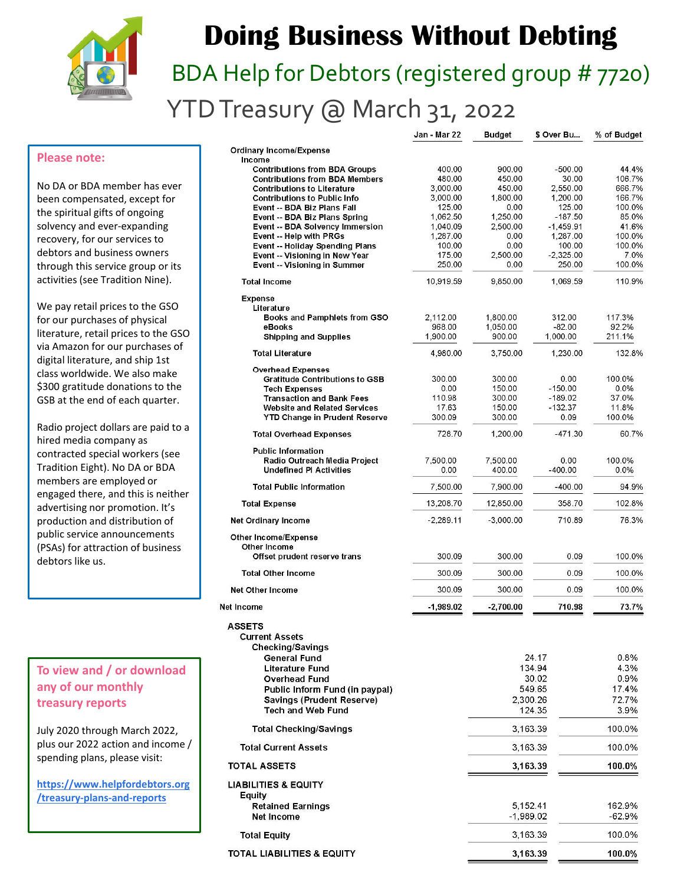# Doing Business Without Debting

## BDA Help for Debtors (registered group # 7720)

## YTD Treasury @ March 31, 2022

| | Jan - Mar 22 | Budget | $ Over Bu... | % of Budget |
|---|---|---|---|---|
| **Ordinary Income/Expense** | | | | |
| **Income** | | | | |
| Contributions from BDA Groups | 400.00 | 900.00 | -500.00 | 44.4% |
| Contributions from BDA Members | 480.00 | 450.00 | 30.00 | 106.7% |
| Contributions to Literature | 3,000.00 | 450.00 | 2,550.00 | 666.7% |
| Contributions to Public Info | 3,000.00 | 1,800.00 | 1,200.00 | 166.7% |
| Event -- BDA Biz Plans Fall | 125.00 | 0.00 | 125.00 | 100.0% |
| Event -- BDA Biz Plans Spring | 1,062.50 | 1,250.00 | -187.50 | 85.0% |
| Event -- BDA Solvency Immersion | 1,040.09 | 2,500.00 | -1,459.91 | 41.6% |
| Event -- Help with PRGs | 1,287.00 | 0.00 | 1,287.00 | 100.0% |
| Event -- Holiday Spending Plans | 100.00 | 0.00 | 100.00 | 100.0% |
| Event -- Visioning in New Year | 175.00 | 2,500.00 | -2,325.00 | 7.0% |
| Event -- Visioning in Summer | 250.00 | 0.00 | 250.00 | 100.0% |
| **Total Income** | 10,919.59 | 9,850.00 | 1,069.59 | 110.9% |
| **Expense** | | | | |
| **Literature** | | | | |
| Books and Pamphlets from GSO | 2,112.00 | 1,800.00 | 312.00 | 117.3% |
| eBooks | 968.00 | 1,050.00 | -82.00 | 92.2% |
| Shipping and Supplies | 1,900.00 | 900.00 | 1,000.00 | 211.1% |
| **Total Literature** | 4,980.00 | 3,750.00 | 1,230.00 | 132.8% |
| **Overhead Expenses** | | | | |
| Gratitude Contributions to GSB | 300.00 | 300.00 | 0.00 | 100.0% |
| Tech Expenses | 0.00 | 150.00 | -150.00 | 0.0% |
| Transaction and Bank Fees | 110.98 | 300.00 | -189.02 | 37.0% |
| Website and Related Services | 17.63 | 150.00 | -132.37 | 11.8% |
| YTD Change in Prudent Reserve | 300.09 | 300.00 | 0.09 | 100.0% |
| **Total Overhead Expenses** | 728.70 | 1,200.00 | -471.30 | 60.7% |
| **Public Information** | | | | |
| Radio Outreach Media Project | 7,500.00 | 7,500.00 | 0.00 | 100.0% |
| Undefined PI Activities | 0.00 | 400.00 | -400.00 | 0.0% |
| **Total Public Information** | 7,500.00 | 7,900.00 | -400.00 | 94.9% |
| **Total Expense** | 13,208.70 | 12,850.00 | 358.70 | 102.8% |
| **Net Ordinary Income** | -2,289.11 | -3,000.00 | 710.89 | 76.3% |
| **Other Income/Expense** | | | | |
| **Other Income** | | | | |
| Offset prudent reserve trans | 300.09 | 300.00 | 0.09 | 100.0% |
| **Total Other Income** | 300.09 | 300.00 | 0.09 | 100.0% |
| **Net Other Income** | 300.09 | 300.00 | 0.09 | 100.0% |
| **Net Income** | **-1,989.02** | **-2,700.00** | **710.98** | **73.7%** |

| | | |
|---|---|---|
| **ASSETS** | | |
| **Current Assets** | | |
| **Checking/Savings** | | |
| General Fund | 24.17 | 0.8% |
| Literature Fund | 134.94 | 4.3% |
| Overhead Fund | 30.02 | 0.9% |
| Public Inform Fund (in paypal) | 549.65 | 17.4% |
| Savings (Prudent Reserve) | 2,300.26 | 72.7% |
| Tech and Web Fund | 124.35 | 3.9% |
| **Total Checking/Savings** | 3,163.39 | 100.0% |
| **Total Current Assets** | 3,163.39 | 100.0% |
| **TOTAL ASSETS** | **3,163.39** | **100.0%** |
| **LIABILITIES & EQUITY** | | |
| **Equity** | | |
| Retained Earnings | 5,152.41 | 162.9% |
| Net Income | -1,989.02 | -62.9% |
| **Total Equity** | 3,163.39 | 100.0% |
| **TOTAL LIABILITIES & EQUITY** | **3,163.39** | **100.0%** |

### Please note:

No DA or BDA member has ever been compensated, except for the spiritual gifts of ongoing solvency and ever-expanding recovery, for our services to debtors and business owners through this service group or its activities (see Tradition Nine).

We pay retail prices to the GSO for our purchases of physical literature, retail prices to the GSO via Amazon for our purchases of digital literature, and ship 1st class worldwide. We also make $300 gratitude donations to the GSB at the end of each quarter.

Radio project dollars are paid to a hired media company as contracted special workers (see Tradition Eight). No DA or BDA members are employed or engaged there, and this is neither advertising nor promotion. It's production and distribution of public service announcements (PSAs) for attraction of business debtors like us.

### To view and / or download any of our monthly treasury reports

July 2020 through March 2022, plus our 2022 action and income / spending plans, please visit:

https://www.helpfordebtors.org/treasury-plans-and-reports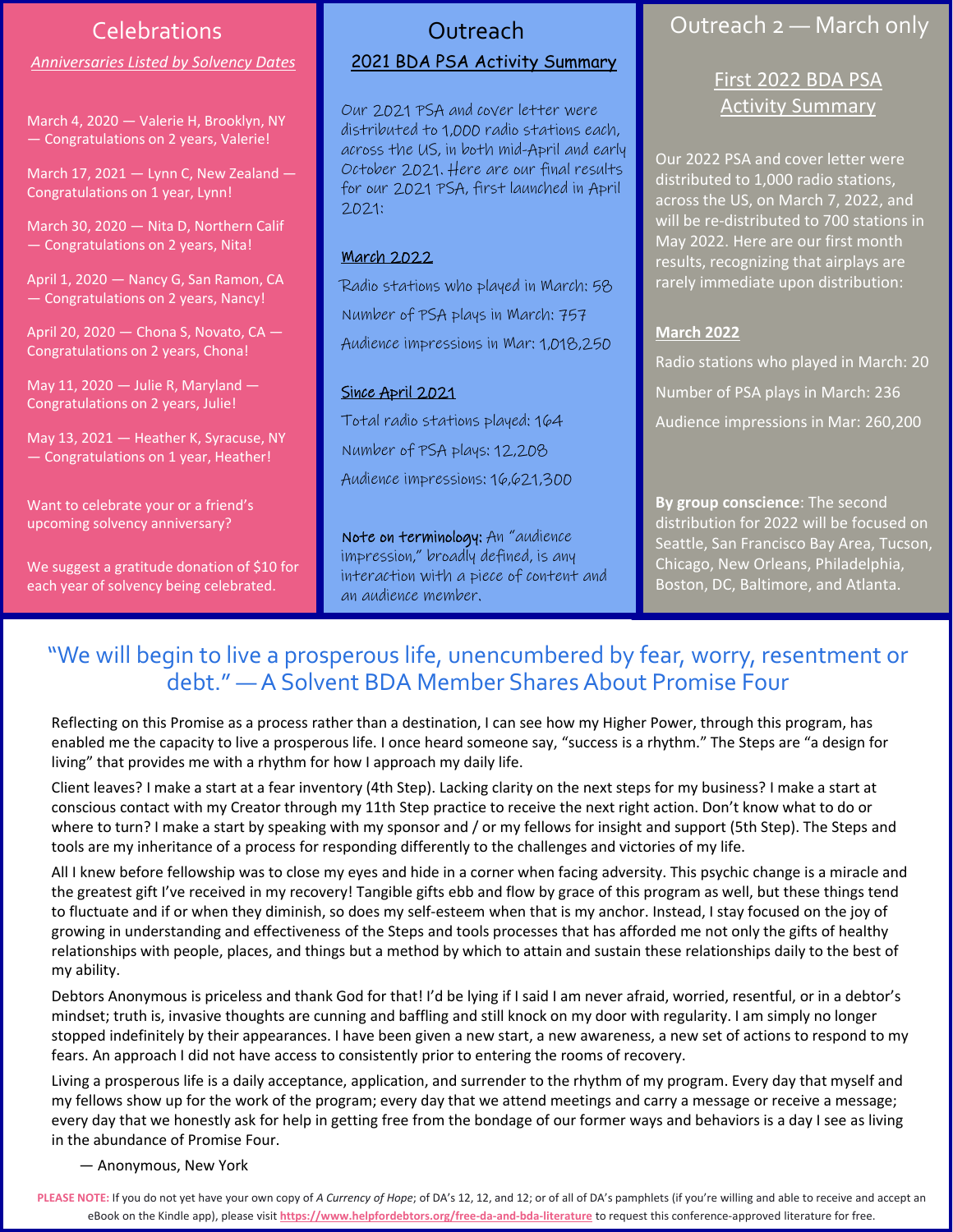## Celebrations

*Anniversaries Listed by Solvency Dates*

March 4, 2020 — Valerie H, Brooklyn, NY — Congratulations on 2 years, Valerie!

March 17, 2021 — Lynn C, New Zealand — Congratulations on 1 year, Lynn!

March 30, 2020 — Nita D, Northern Calif — Congratulations on 2 years, Nita!

April 1, 2020 — Nancy G, San Ramon, CA — Congratulations on 2 years, Nancy!

April 20, 2020 — Chona S, Novato, CA — Congratulations on 2 years, Chona!

May 11, 2020 — Julie R, Maryland — Congratulations on 2 years, Julie!

May 13, 2021 — Heather K, Syracuse, NY — Congratulations on 1 year, Heather!

Want to celebrate your or a friend's upcoming solvency anniversary?

We suggest a gratitude donation of $10 for each year of solvency being celebrated.

## Outreach

**2021 BDA PSA Activity Summary**

Our 2021 PSA and cover letter were distributed to 1,000 radio stations each, across the US, in both mid-April and early October 2021. Here are our final results for our 2021 PSA, first launched in April 2021:

**March 2022**

Radio stations who played in March: 58

Number of PSA plays in March: 757

Audience impressions in Mar: 1,018,250

**Since April 2021**

Total radio stations played: 164

Number of PSA plays: 12,208

Audience impressions: 16,621,300

**Note on terminology:** An "audience impression," broadly defined, is any interaction with a piece of content and an audience member.

## Outreach 2 — March only

**First 2022 BDA PSA Activity Summary**

Our 2022 PSA and cover letter were distributed to 1,000 radio stations, across the US, on March 7, 2022, and will be re-distributed to 700 stations in May 2022. Here are our first month results, recognizing that airplays are rarely immediate upon distribution:

**March 2022**

Radio stations who played in March: 20

Number of PSA plays in March: 236

Audience impressions in Mar: 260,200

**By group conscience**: The second distribution for 2022 will be focused on Seattle, San Francisco Bay Area, Tucson, Chicago, New Orleans, Philadelphia, Boston, DC, Baltimore, and Atlanta.

## "We will begin to live a prosperous life, unencumbered by fear, worry, resentment or debt." — A Solvent BDA Member Shares About Promise Four

Reflecting on this Promise as a process rather than a destination, I can see how my Higher Power, through this program, has enabled me the capacity to live a prosperous life. I once heard someone say, "success is a rhythm." The Steps are "a design for living" that provides me with a rhythm for how I approach my daily life.

Client leaves? I make a start at a fear inventory (4th Step). Lacking clarity on the next steps for my business? I make a start at conscious contact with my Creator through my 11th Step practice to receive the next right action. Don't know what to do or where to turn? I make a start by speaking with my sponsor and / or my fellows for insight and support (5th Step). The Steps and tools are my inheritance of a process for responding differently to the challenges and victories of my life.

All I knew before fellowship was to close my eyes and hide in a corner when facing adversity. This psychic change is a miracle and the greatest gift I've received in my recovery! Tangible gifts ebb and flow by grace of this program as well, but these things tend to fluctuate and if or when they diminish, so does my self-esteem when that is my anchor. Instead, I stay focused on the joy of growing in understanding and effectiveness of the Steps and tools processes that has afforded me not only the gifts of healthy relationships with people, places, and things but a method by which to attain and sustain these relationships daily to the best of my ability.

Debtors Anonymous is priceless and thank God for that! I'd be lying if I said I am never afraid, worried, resentful, or in a debtor's mindset; truth is, invasive thoughts are cunning and baffling and still knock on my door with regularity. I am simply no longer stopped indefinitely by their appearances. I have been given a new start, a new awareness, a new set of actions to respond to my fears. An approach I did not have access to consistently prior to entering the rooms of recovery.

Living a prosperous life is a daily acceptance, application, and surrender to the rhythm of my program. Every day that myself and my fellows show up for the work of the program; every day that we attend meetings and carry a message or receive a message; every day that we honestly ask for help in getting free from the bondage of our former ways and behaviors is a day I see as living in the abundance of Promise Four.

— Anonymous, New York

**PLEASE NOTE:** If you do not yet have your own copy of *A Currency of Hope*; of DA's 12, 12, and 12; or of all of DA's pamphlets (if you're willing and able to receive and accept an eBook on the Kindle app), please visit https://www.helpfordebtors.org/free-da-and-bda-literature to request this conference-approved literature for free.